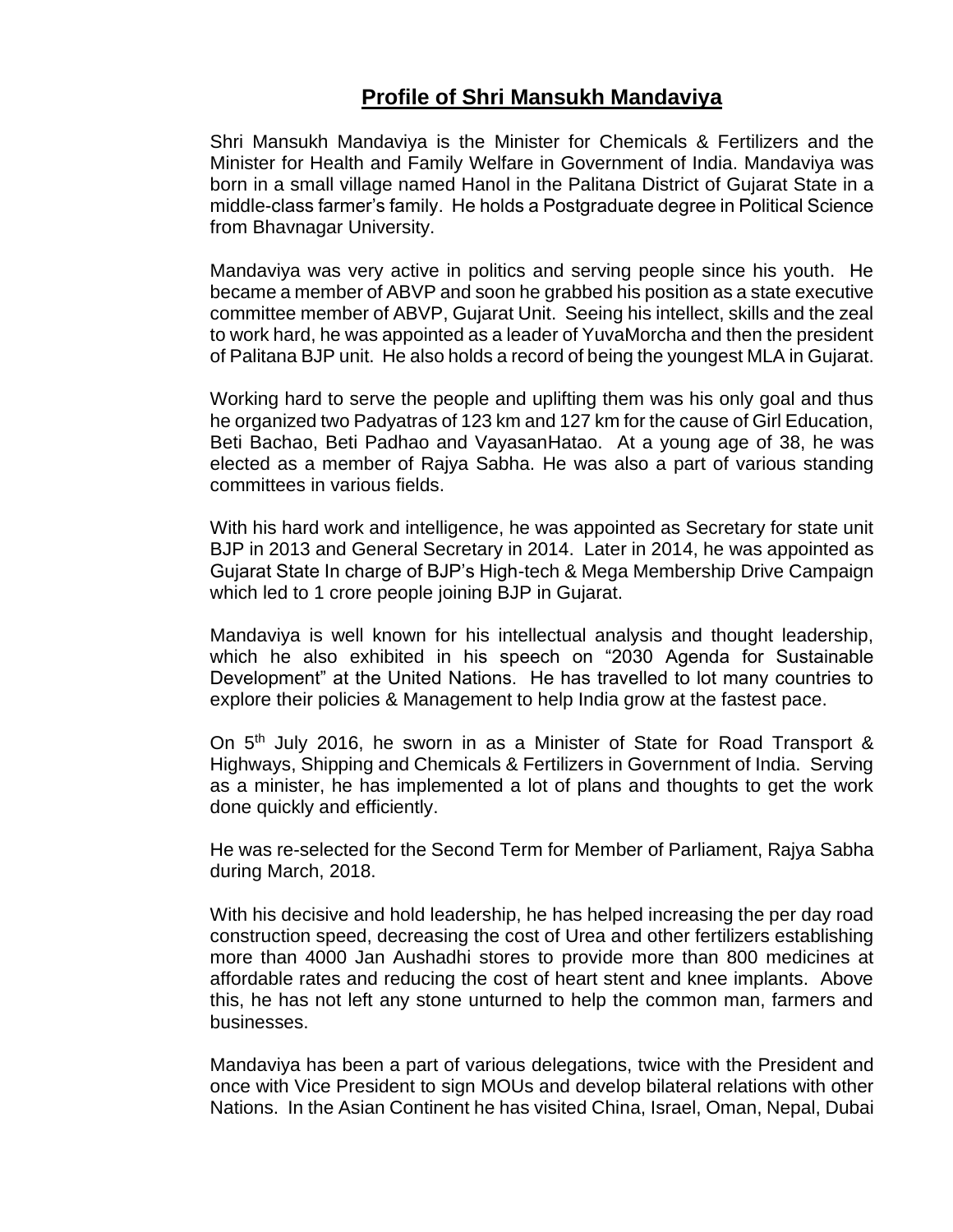# Profile of Shri Mansukh Mandaviya

Shri Mansukh Mandaviya is the Minister for Chemicals & Fertilizers and the Minister for Health and Family Welfare in Government of India. Mandaviya was born in a small village named Hanol in the Palitana District of Gujarat State in a middle-class farmer's family. He holds a Postgraduate degree in Political Science from Bhavnagar University.

Mandaviya was very active in politics and serving people since his youth. He became a member of ABVP and soon he grabbed his position as a state executive committee member of ABVP, Gujarat Unit. Seeing his intellect, skills and the zeal to work hard, he was appointed as a leader of YuvaMorcha and then the president of Palitana BJP unit. He also holds a record of being the youngest MLA in Gujarat.

Working hard to serve the people and uplifting them was his only goal and thus he organized two Padyatras of 123 km and 127 km for the cause of Girl Education, Beti Bachao, Beti Padhao and VayasanHatao. At a young age of 38, he was elected as a member of Rajya Sabha. He was also a part of various standing committees in various fields.

With his hard work and intelligence, he was appointed as Secretary for state unit BJP in 2013 and General Secretary in 2014. Later in 2014, he was appointed as Gujarat State In charge of BJP's High-tech & Mega Membership Drive Campaign which led to 1 crore people joining BJP in Gujarat.

Mandaviya is well known for his intellectual analysis and thought leadership, which he also exhibited in his speech on "2030 Agenda for Sustainable Development" at the United Nations. He has travelled to lot many countries to explore their policies & Management to help India grow at the fastest pace.

On 5th July 2016, he sworn in as a Minister of State for Road Transport & Highways, Shipping and Chemicals & Fertilizers in Government of India. Serving as a minister, he has implemented a lot of plans and thoughts to get the work done quickly and efficiently.

He was re-selected for the Second Term for Member of Parliament, Rajya Sabha during March, 2018.

With his decisive and hold leadership, he has helped increasing the per day road construction speed, decreasing the cost of Urea and other fertilizers establishing more than 4000 Jan Aushadhi stores to provide more than 800 medicines at affordable rates and reducing the cost of heart stent and knee implants. Above this, he has not left any stone unturned to help the common man, farmers and businesses.

Mandaviya has been a part of various delegations, twice with the President and once with Vice President to sign MOUs and develop bilateral relations with other Nations. In the Asian Continent he has visited China, Israel, Oman, Nepal, Dubai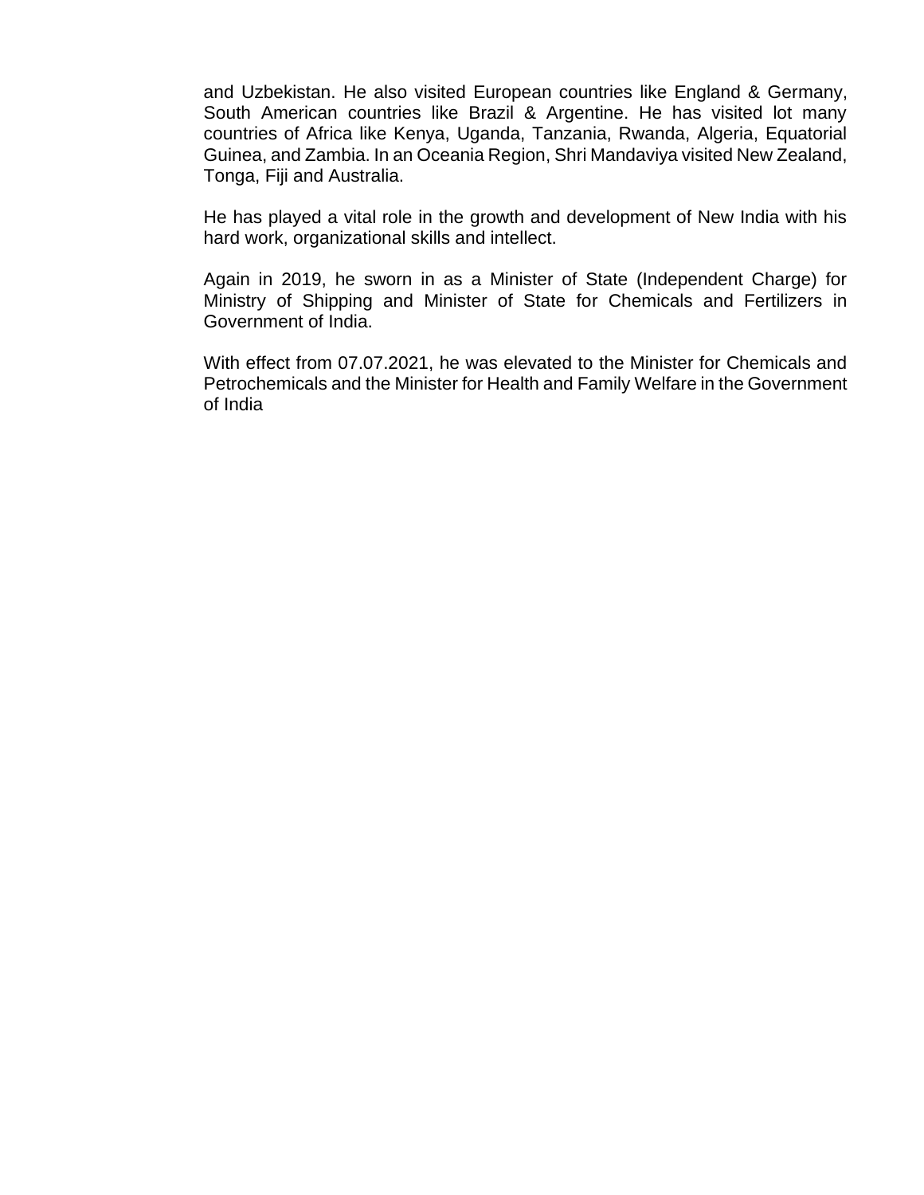and Uzbekistan. He also visited European countries like England & Germany, South American countries like Brazil & Argentine. He has visited lot many countries of Africa like Kenya, Uganda, Tanzania, Rwanda, Algeria, Equatorial Guinea, and Zambia. In an Oceania Region, Shri Mandaviya visited New Zealand, Tonga, Fiji and Australia.

He has played a vital role in the growth and development of New India with his hard work, organizational skills and intellect.

Again in 2019, he sworn in as a Minister of State (Independent Charge) for Ministry of Shipping and Minister of State for Chemicals and Fertilizers in Government of India.

With effect from 07.07.2021, he was elevated to the Minister for Chemicals and Petrochemicals and the Minister for Health and Family Welfare in the Government of India